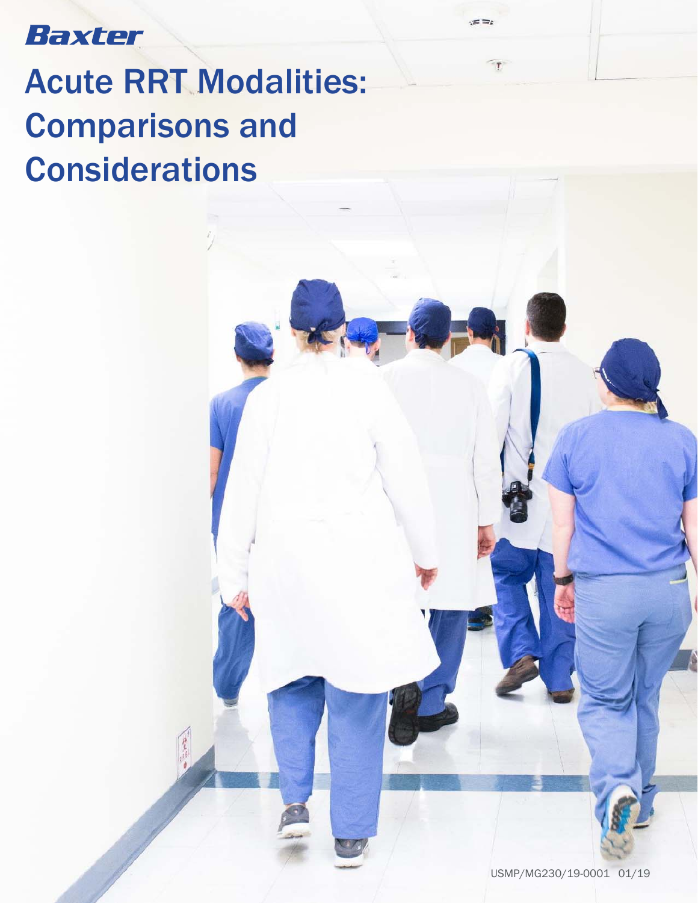Baxter

# Acute RRT Modalities: Comparisons and Considerations

USMP/MG230/19-0001 01/19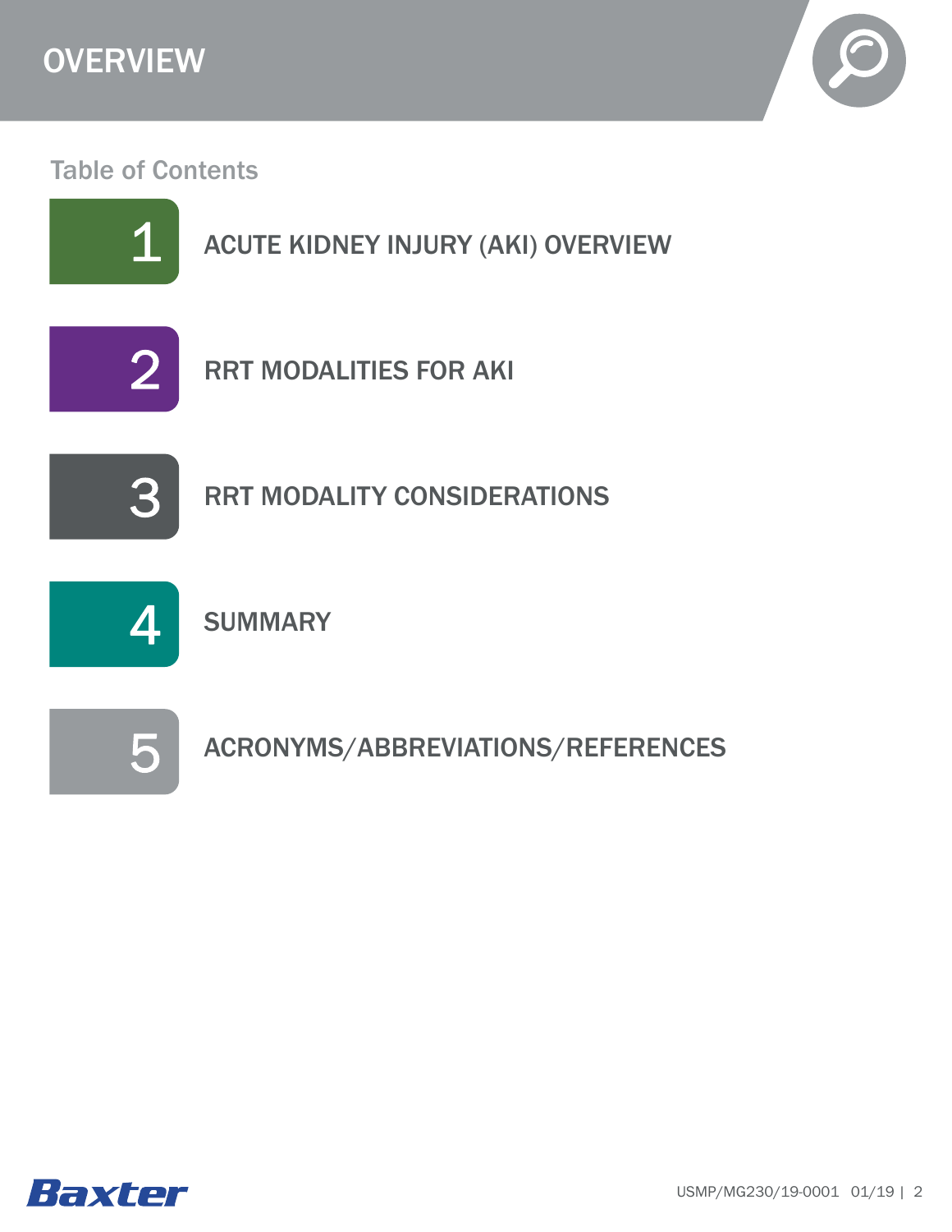# OVERVIEW

## Table of Contents

1. ACUTE KIDNEY INJURY (AKI) OVERVIEW
2. RRT MODALITIES FOR AKI
3. RRT MODALITY CONSIDERATIONS
4. SUMMARY
5. ACRONYMS/ABBREVIATIONS/REFERENCES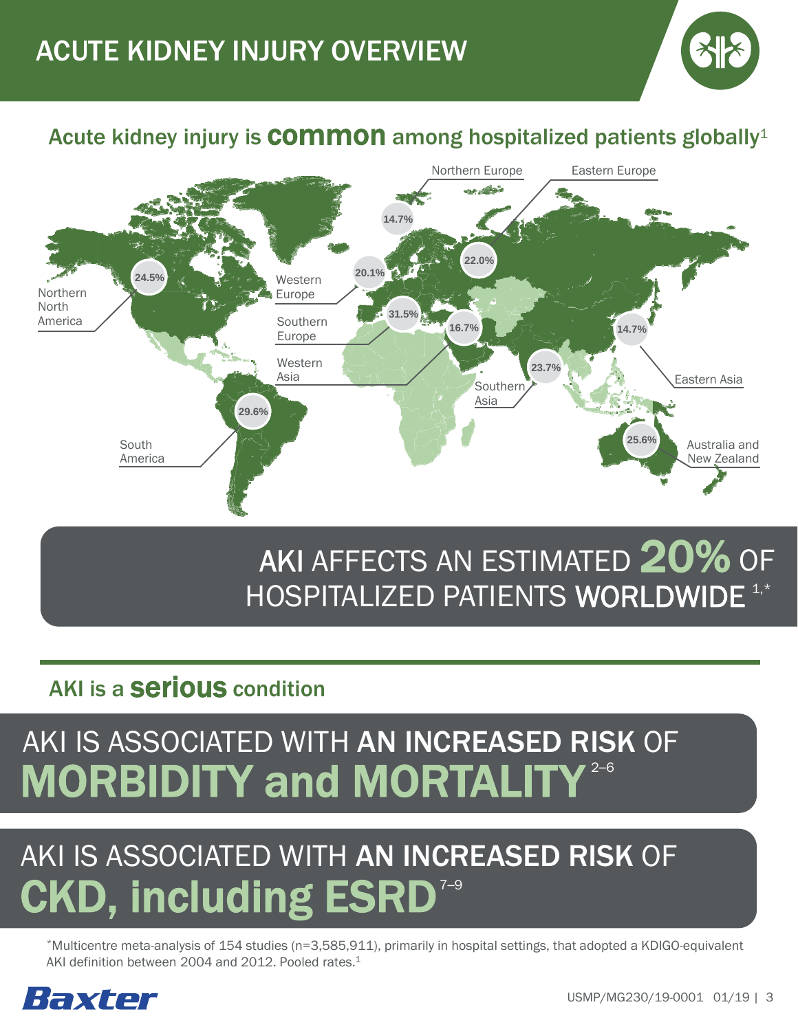# ACUTE KIDNEY INJURY OVERVIEW

## Acute kidney injury is **common** among hospitalized patients globally[1]

Northern Europe 14.7%

Eastern Europe 22.0%

Northern North America 24.5%

Western Europe 20.1%

Southern Europe 31.5%

Western Asia 16.7%

Eastern Asia 14.7%

Southern Asia 23.7%

South America 29.6%

Australia and New Zealand 25.6%

**AKI** AFFECTS AN ESTIMATED **20%** OF HOSPITALIZED PATIENTS **WORLDWIDE** [1,*]

## AKI is a **serious** condition

AKI IS ASSOCIATED WITH **AN INCREASED RISK** OF **MORBIDITY and MORTALITY** [2–6]

AKI IS ASSOCIATED WITH **AN INCREASED RISK** OF **CKD, including ESRD** [7–9]

*Multicentre meta-analysis of 154 studies (n=3,585,911), primarily in hospital settings, that adopted a KDIGO-equivalent AKI definition between 2004 and 2012. Pooled rates.[1]

Baxter

USMP/MG230/19-0001 01/19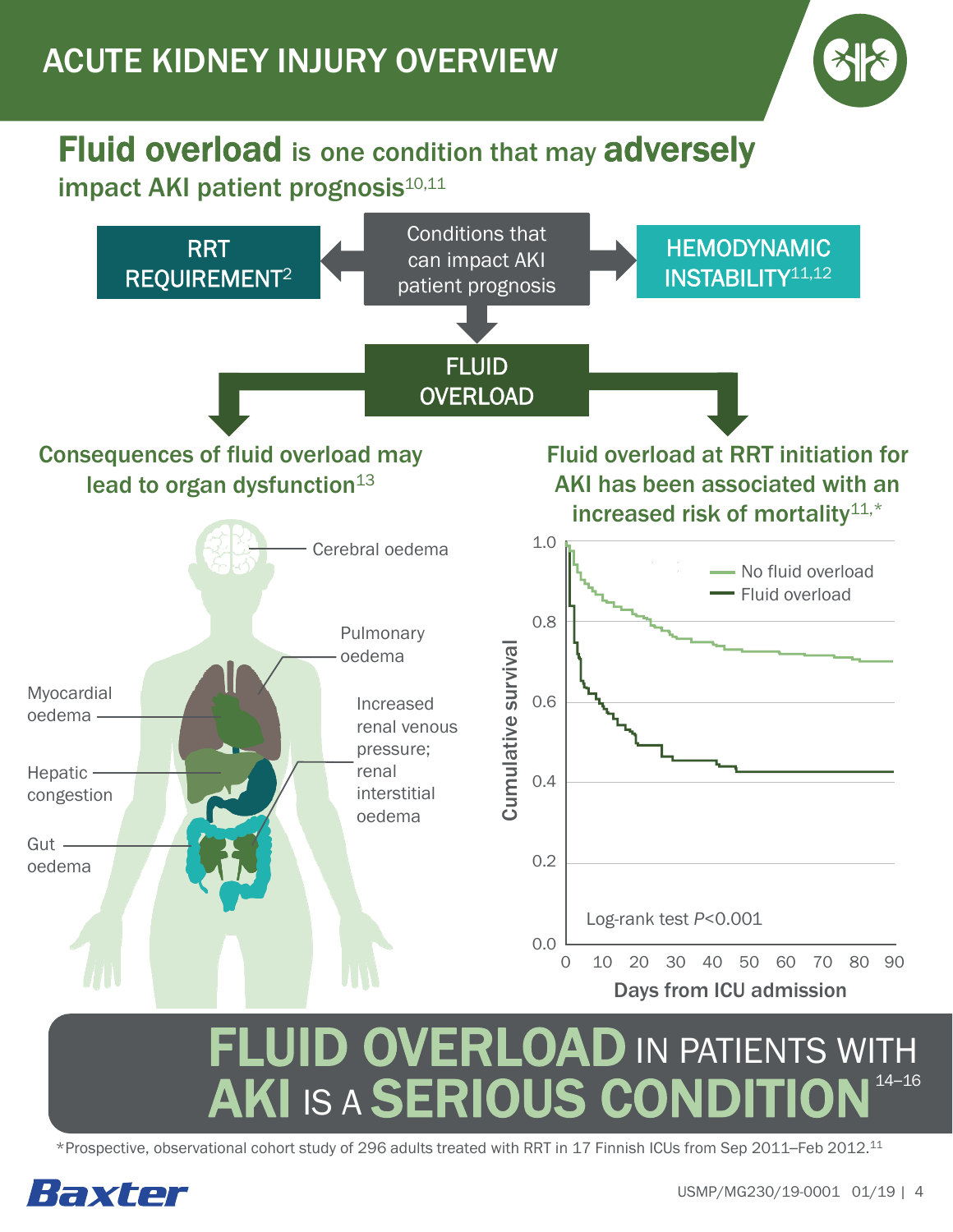# ACUTE KIDNEY INJURY OVERVIEW

## Fluid overload is one condition that may adversely impact AKI patient prognosis[10,11]

Conditions that can impact AKI patient prognosis

- RRT REQUIREMENT[2]
- HEMODYNAMIC INSTABILITY[11,12]
- FLUID OVERLOAD

### Consequences of fluid overload may lead to organ dysfunction[13]

- Cerebral oedema
- Pulmonary oedema
- Myocardial oedema
- Increased renal venous pressure; renal interstitial oedema
- Hepatic congestion
- Gut oedema

### Fluid overload at RRT initiation for AKI has been associated with an increased risk of mortality[11,*]

Cumulative survival vs. Days from ICU admission (0–90): No fluid overload; Fluid overload

Log-rank test $P<0.001$

## FLUID OVERLOAD IN PATIENTS WITH AKI IS A SERIOUS CONDITION[14–16]

*Prospective, observational cohort study of 296 adults treated with RRT in 17 Finnish ICUs from Sep 2011–Feb 2012.[11]

Baxter

USMP/MG230/19-0001 01/19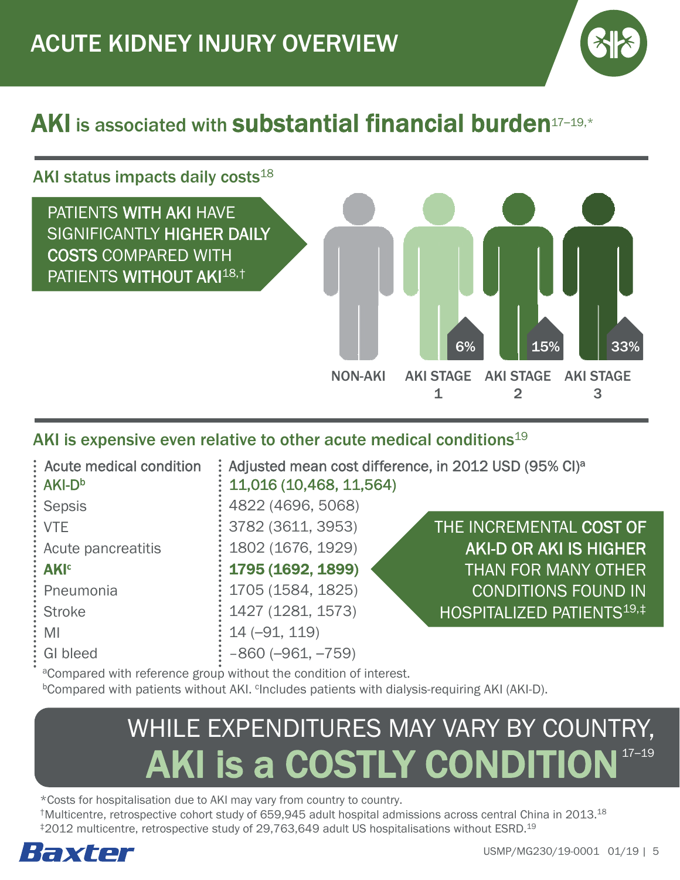# ACUTE KIDNEY INJURY OVERVIEW

## AKI is associated with substantial financial burden[17–19,*]

### AKI status impacts daily costs[18]

PATIENTS **WITH AKI** HAVE SIGNIFICANTLY **HIGHER DAILY COSTS** COMPARED WITH PATIENTS **WITHOUT AKI**[18,†]

| NON-AKI | AKI STAGE 1 | AKI STAGE 2 | AKI STAGE 3 |
|---|---|---|---|
| | 6% | 15% | 33% |

### AKI is expensive even relative to other acute medical conditions[19]

| Acute medical condition | Adjusted mean cost difference, in 2012 USD (95% CI)[a] |
|---|---|
| AKI-D[b] | 11,016 (10,468, 11,564) |
| Sepsis | 4822 (4696, 5068) |
| VTE | 3782 (3611, 3953) |
| Acute pancreatitis | 1802 (1676, 1929) |
| **AKI[c]** | **1795 (1692, 1899)** |
| Pneumonia | 1705 (1584, 1825) |
| Stroke | 1427 (1281, 1573) |
| MI | 14 (–91, 119) |
| GI bleed | –860 (–961, –759) |

[a]Compared with reference group without the condition of interest.
[b]Compared with patients without AKI. [c]Includes patients with dialysis-requiring AKI (AKI-D).

THE INCREMENTAL **COST OF AKI-D OR AKI IS HIGHER** THAN FOR MANY OTHER CONDITIONS FOUND IN HOSPITALIZED PATIENTS[19,‡]

## WHILE EXPENDITURES MAY VARY BY COUNTRY, AKI is a COSTLY CONDITION[17–19]

*Costs for hospitalisation due to AKI may vary from country to country.
†Multicentre, retrospective cohort study of 659,945 adult hospital admissions across central China in 2013.[18]
‡2012 multicentre, retrospective study of 29,763,649 adult US hospitalisations without ESRD.[19]

Baxter

USMP/MG230/19-0001 01/19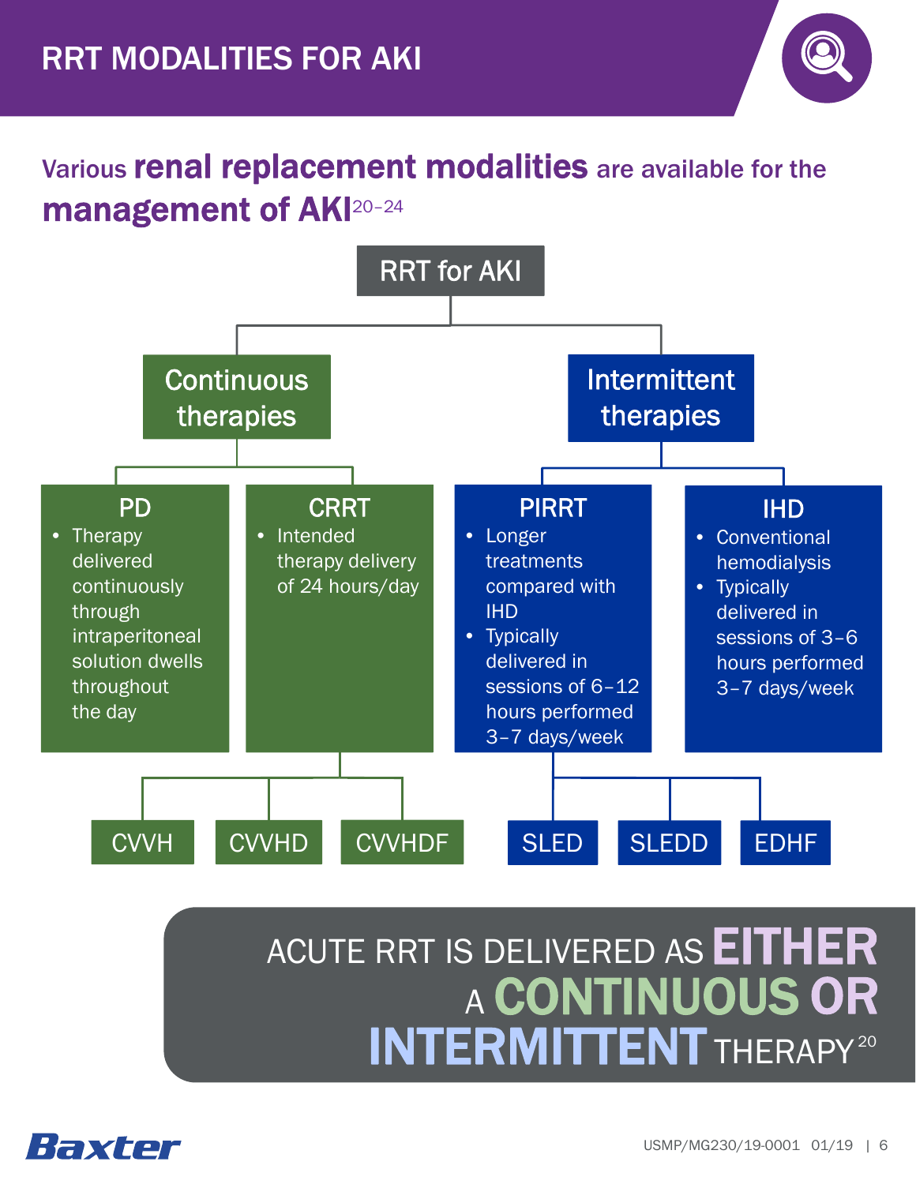# RRT MODALITIES FOR AKI

## Various **renal replacement modalities** are available for the **management of AKI**[20–24]

**RRT for AKI**

- **Continuous therapies**
  - **PD**
    - Therapy delivered continuously through intraperitoneal solution dwells throughout the day
  - **CRRT**
    - Intended therapy delivery of 24 hours/day
    - CVVH
    - CVVHD
    - CVVHDF
- **Intermittent therapies**
  - **PIRRT**
    - Longer treatments compared with IHD
    - Typically delivered in sessions of 6–12 hours performed 3–7 days/week
    - SLED
    - SLEDD
    - EDHF
  - **IHD**
    - Conventional hemodialysis
    - Typically delivered in sessions of 3–6 hours performed 3–7 days/week

**ACUTE RRT IS DELIVERED AS EITHER A CONTINUOUS OR INTERMITTENT THERAPY**[20]

USMP/MG230/19-0001 01/19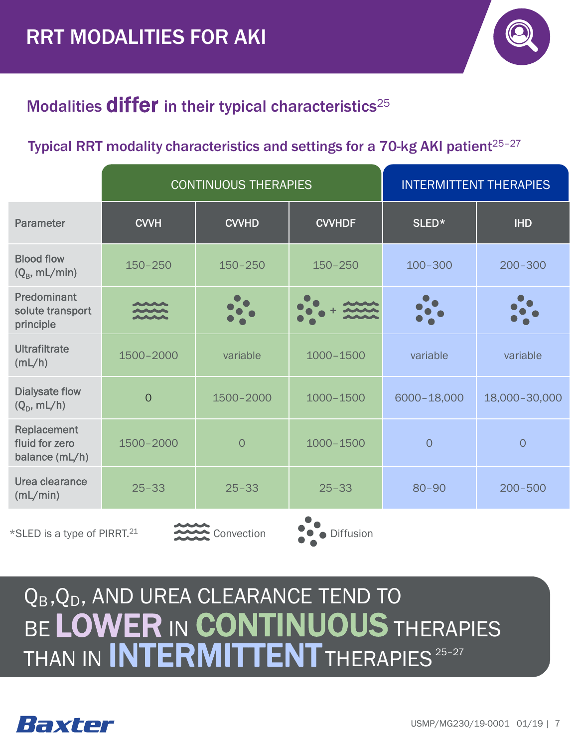# RRT MODALITIES FOR AKI

## Modalities **differ** in their typical characteristics[25]

### Typical RRT modality characteristics and settings for a 70-kg AKI patient[25–27]

| | CONTINUOUS THERAPIES | | | INTERMITTENT THERAPIES | |
|---|---|---|---|---|---|
| Parameter | CVVH | CVVHD | CVVHDF | SLED* | IHD |
| Blood flow ($Q_B$, mL/min) | 150–250 | 150–250 | 150–250 | 100–300 | 200–300 |
| Predominant solute transport principle | Convection | Diffusion | Diffusion + Convection | Diffusion | Diffusion |
| Ultrafiltrate (mL/h) | 1500–2000 | variable | 1000–1500 | variable | variable |
| Dialysate flow ($Q_D$, mL/h) | 0 | 1500–2000 | 1000–1500 | 6000–18,000 | 18,000–30,000 |
| Replacement fluid for zero balance (mL/h) | 1500–2000 | 0 | 1000–1500 | 0 | 0 |
| Urea clearance (mL/min) | 25–33 | 25–33 | 25–33 | 80–90 | 200–500 |

*SLED is a type of PIRRT.[21]

**$Q_B$, $Q_D$, AND UREA CLEARANCE TEND TO BE LOWER IN CONTINUOUS THERAPIES THAN IN INTERMITTENT THERAPIES[25–27]**

USMP/MG230/19-0001 01/19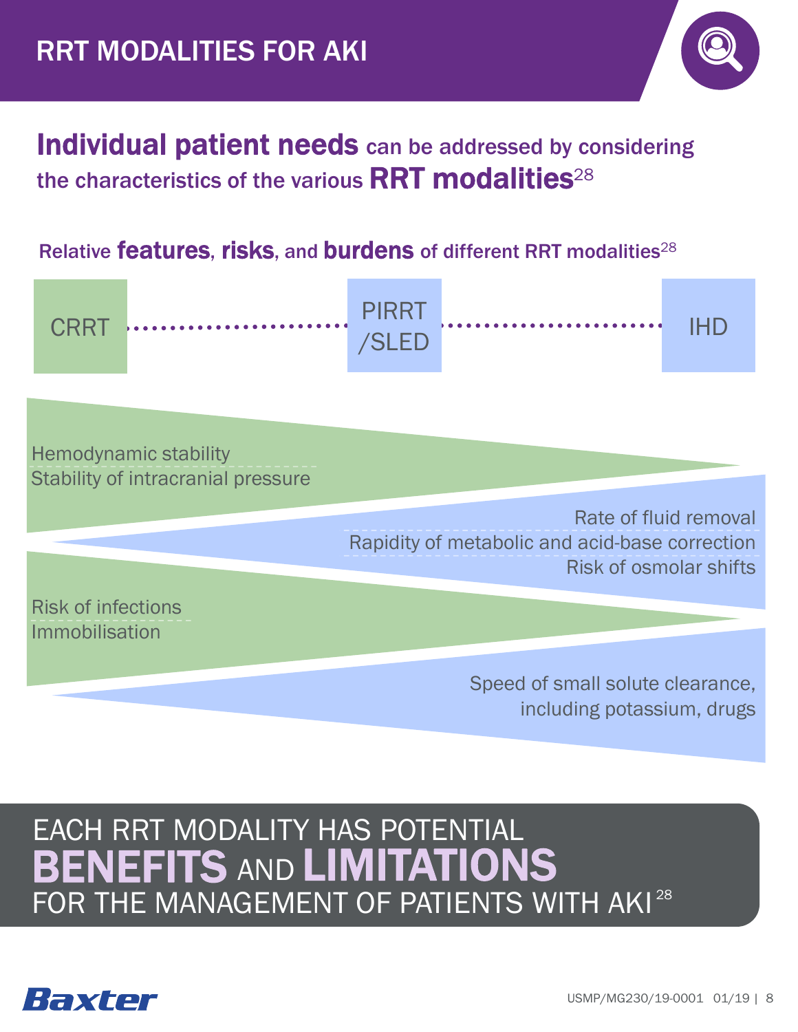# RRT MODALITIES FOR AKI

## **Individual patient needs** can be addressed by considering the characteristics of the various **RRT modalities**[28]

### Relative **features**, **risks**, and **burdens** of different RRT modalities[28]

CRRT ........ PIRRT/SLED ........ IHD

Hemodynamic stability
Stability of intracranial pressure

Rate of fluid removal
Rapidity of metabolic and acid-base correction
Risk of osmolar shifts

Risk of infections
Immobilisation

Speed of small solute clearance, including potassium, drugs

EACH RRT MODALITY HAS POTENTIAL **BENEFITS** AND **LIMITATIONS** FOR THE MANAGEMENT OF PATIENTS WITH AKI[28]

Baxter

USMP/MG230/19-0001 01/19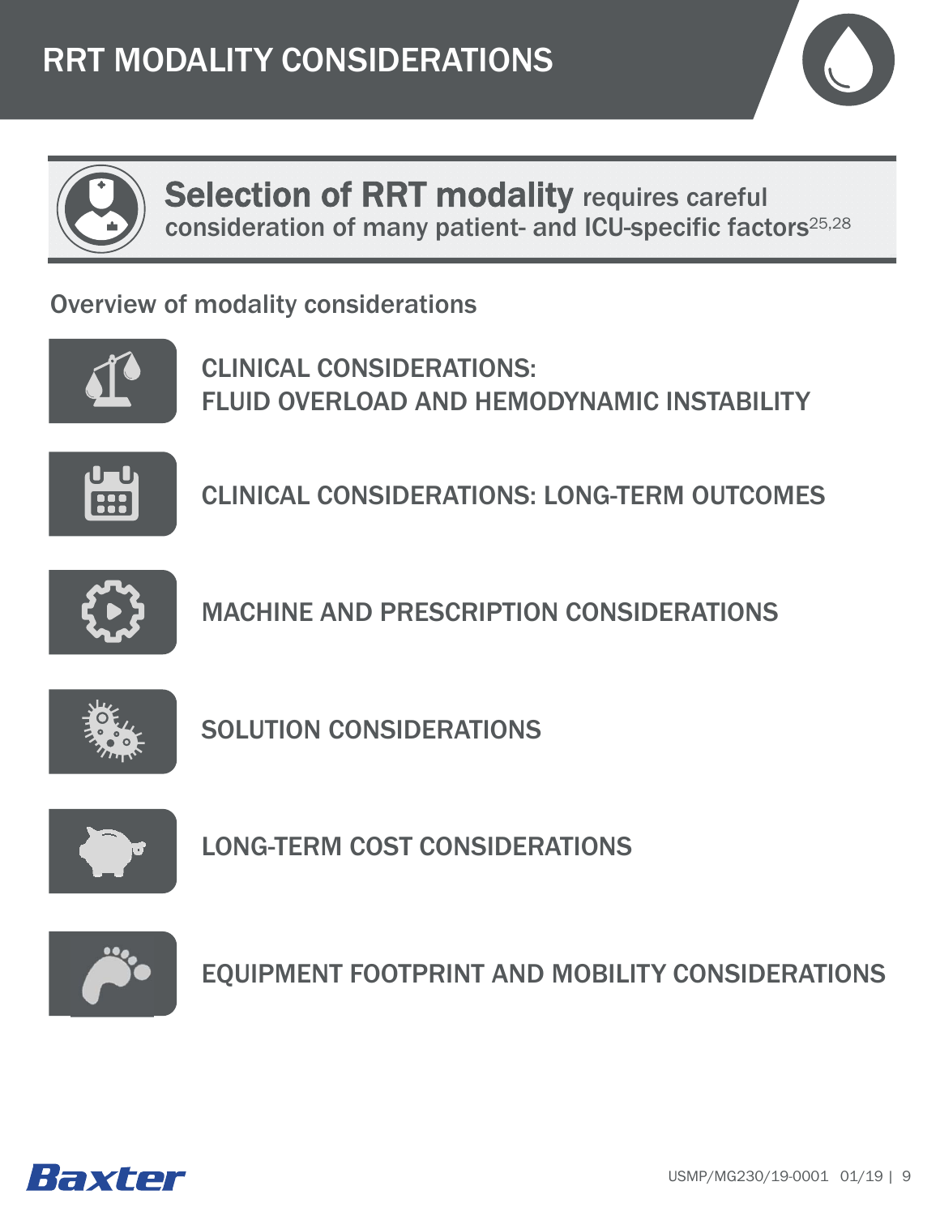# RRT MODALITY CONSIDERATIONS

**Selection of RRT modality** requires careful consideration of many patient- and ICU-specific factors[25,28]

## Overview of modality considerations

- CLINICAL CONSIDERATIONS: FLUID OVERLOAD AND HEMODYNAMIC INSTABILITY
- CLINICAL CONSIDERATIONS: LONG-TERM OUTCOMES
- MACHINE AND PRESCRIPTION CONSIDERATIONS
- SOLUTION CONSIDERATIONS
- LONG-TERM COST CONSIDERATIONS
- EQUIPMENT FOOTPRINT AND MOBILITY CONSIDERATIONS

Baxter

USMP/MG230/19-0001 01/19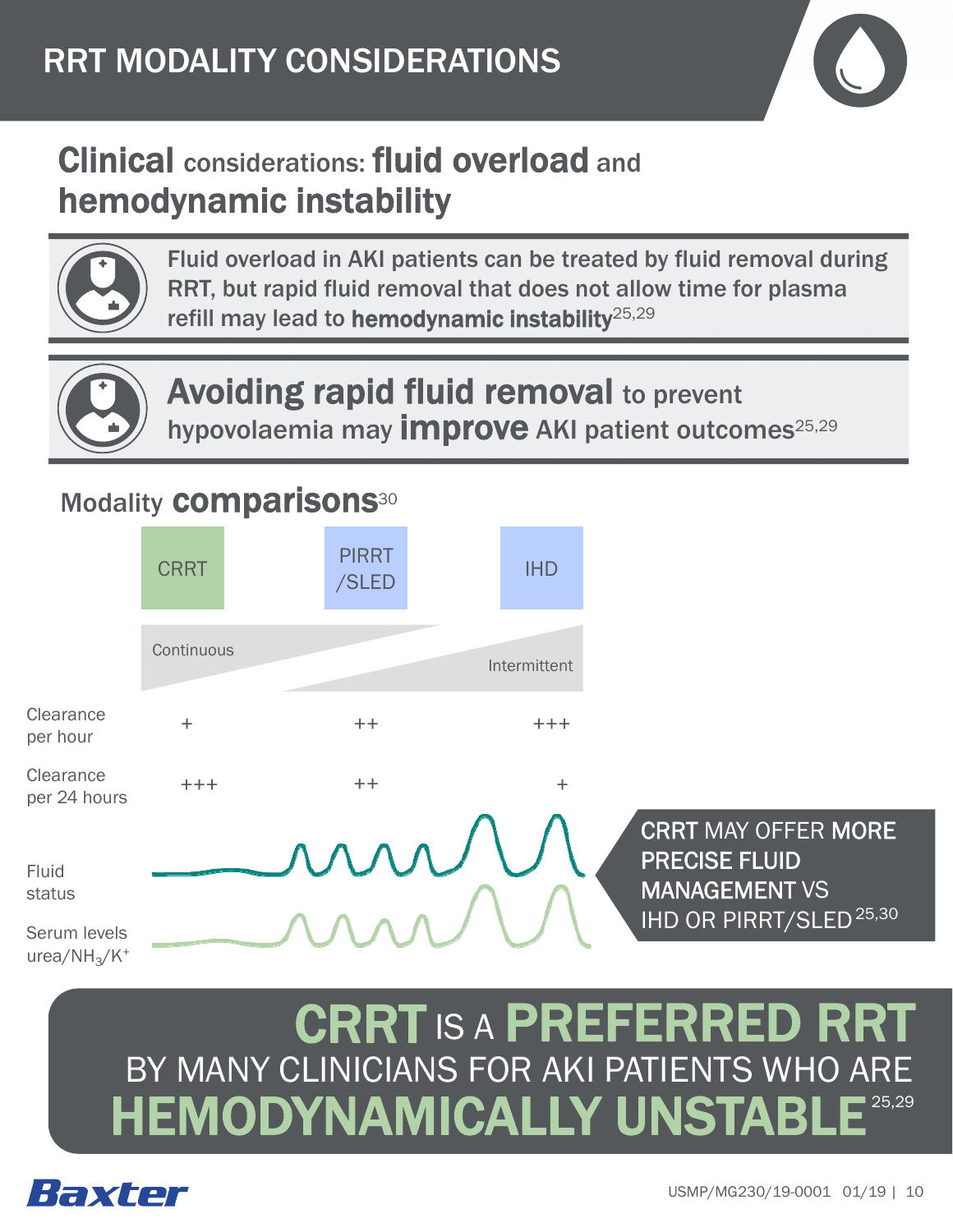# RRT MODALITY CONSIDERATIONS

## Clinical considerations: fluid overload and hemodynamic instability

Fluid overload in AKI patients can be treated by fluid removal during RRT, but rapid fluid removal that does not allow time for plasma refill may lead to **hemodynamic instability**[25,29]

**Avoiding rapid fluid removal** to prevent hypovolaemia may **improve** AKI patient outcomes[25,29]

## Modality comparisons[30]

| | CRRT | PIRRT/SLED | IHD |
|---|---|---|---|
| | Continuous | | Intermittent |
| Clearance per hour | + | ++ | +++ |
| Clearance per 24 hours | +++ | ++ | + |
| Fluid status | | | |
| Serum levels urea/$NH_3$/$K^+$ | | | |

CRRT MAY OFFER MORE PRECISE FLUID MANAGEMENT VS IHD OR PIRRT/SLED[25,30]

**CRRT IS A PREFERRED RRT BY MANY CLINICIANS FOR AKI PATIENTS WHO ARE HEMODYNAMICALLY UNSTABLE**[25,29]

Baxter

USMP/MG230/19-0001 01/19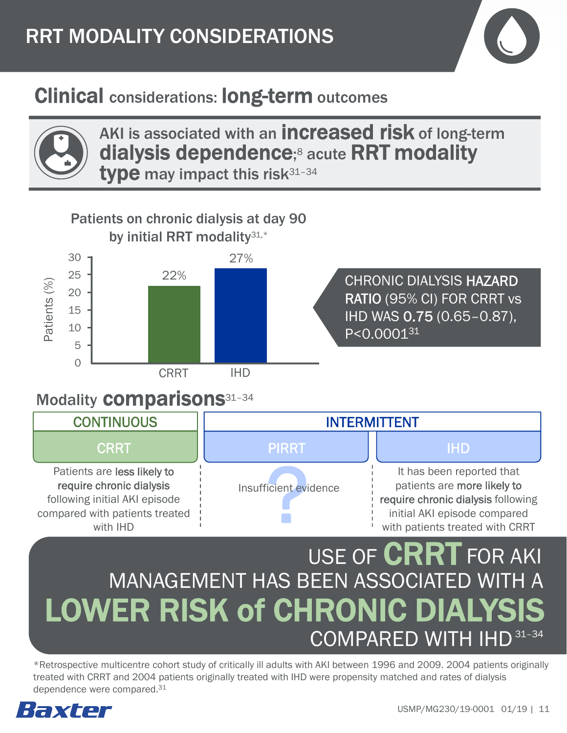# RRT MODALITY CONSIDERATIONS

## Clinical considerations: long-term outcomes

**AKI is associated with an increased risk of long-term dialysis dependence;**[8] **acute RRT modality type may impact this risk**[31–34]

### Patients on chronic dialysis at day 90 by initial RRT modality[31,*]

| Modality | Patients (%) |
|---|---|
| CRRT | 22% |
| IHD | 27% |

CHRONIC DIALYSIS **HAZARD RATIO** (95% CI) FOR CRRT vs IHD WAS **0.75** (0.65–0.87), P<0.0001[31]

## Modality comparisons[31–34]

| CONTINUOUS | INTERMITTENT | |
|---|---|---|
| CRRT | PIRRT | IHD |
| Patients are **less likely to require chronic dialysis** following initial AKI episode compared with patients treated with IHD | Insufficient evidence | It has been reported that patients are **more likely to require chronic dialysis** following initial AKI episode compared with patients treated with CRRT |

**USE OF CRRT FOR AKI MANAGEMENT HAS BEEN ASSOCIATED WITH A LOWER RISK of CHRONIC DIALYSIS COMPARED WITH IHD**[31–34]

*Retrospective multicentre cohort study of critically ill adults with AKI between 1996 and 2009. 2004 patients originally treated with CRRT and 2004 patients originally treated with IHD were propensity matched and rates of dialysis dependence were compared.[31]

Baxter

USMP/MG230/19-0001 01/19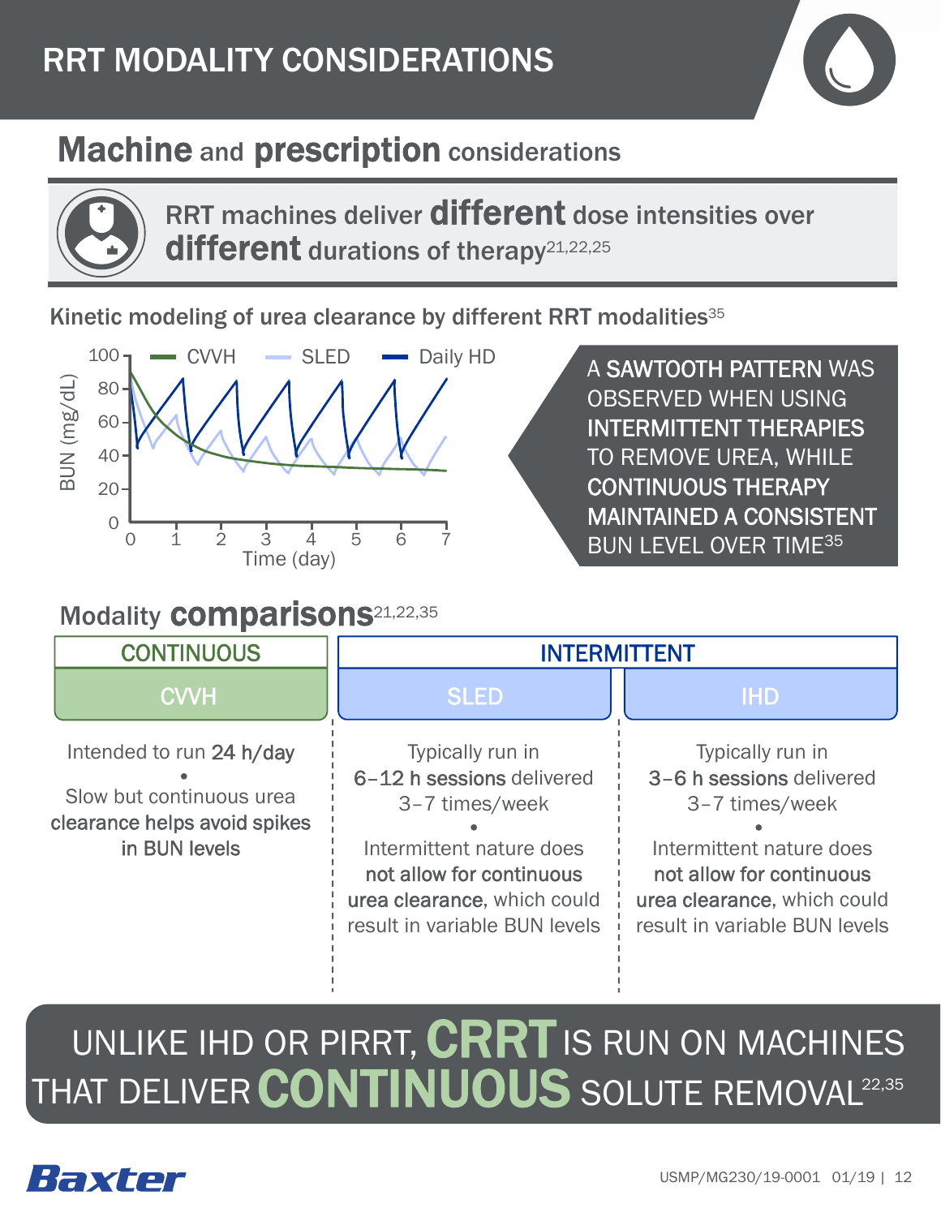# RRT MODALITY CONSIDERATIONS

## **Machine** and **prescription** considerations

RRT machines deliver **different** dose intensities over **different** durations of therapy[21,22,25]

### Kinetic modeling of urea clearance by different RRT modalities[35]

A **SAWTOOTH PATTERN** WAS OBSERVED WHEN USING **INTERMITTENT THERAPIES** TO REMOVE UREA, WHILE **CONTINUOUS THERAPY MAINTAINED A CONSISTENT** BUN LEVEL OVER TIME[35]

## Modality **comparisons**[21,22,35]

| CONTINUOUS | INTERMITTENT | |
|---|---|---|
| **CVVH** | **SLED** | **IHD** |
| Intended to run **24 h/day** • Slow but continuous urea **clearance helps avoid spikes in BUN levels** | Typically run in **6–12 h sessions** delivered 3–7 times/week • Intermittent nature does **not allow for continuous urea clearance**, which could result in variable BUN levels | Typically run in **3–6 h sessions** delivered 3–7 times/week • Intermittent nature does **not allow for continuous urea clearance**, which could result in variable BUN levels |

UNLIKE IHD OR PIRRT, **CRRT** IS RUN ON MACHINES THAT DELIVER **CONTINUOUS** SOLUTE REMOVAL[22,35]

USMP/MG230/19-0001 01/19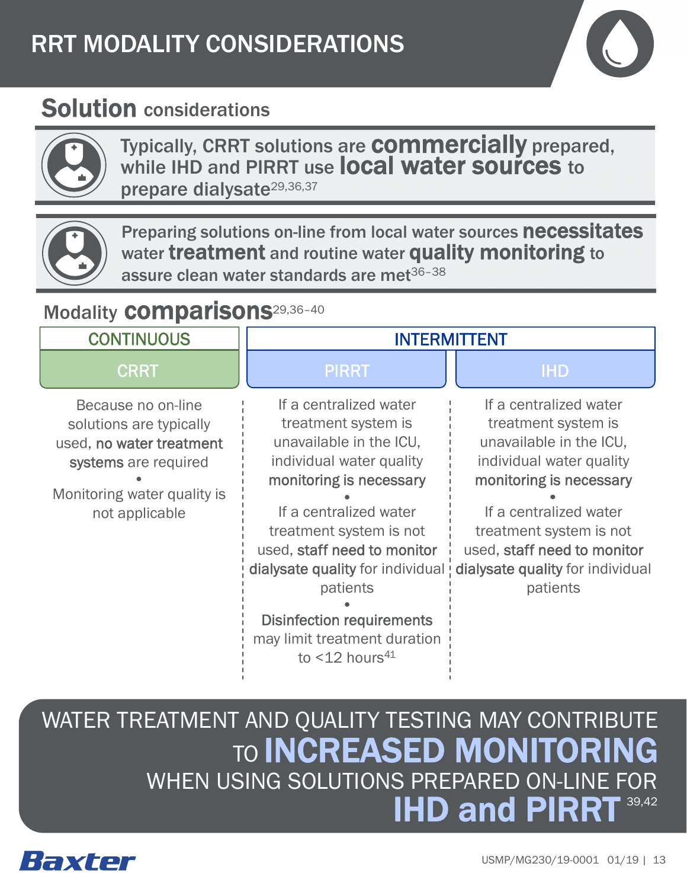# RRT MODALITY CONSIDERATIONS

## Solution considerations

Typically, CRRT solutions are **commercially** prepared, while IHD and PIRRT use **local water sources** to prepare dialysate[29,36,37]

Preparing solutions on-line from local water sources **necessitates** water **treatment** and routine water **quality monitoring** to assure clean water standards are met[36–38]

## Modality comparisons[29,36–40]

| CONTINUOUS | INTERMITTENT | |
|---|---|---|
| **CRRT** | **PIRRT** | **IHD** |
| Because no on-line solutions are typically used, **no water treatment systems** are required • Monitoring water quality is not applicable | If a centralized water treatment system is unavailable in the ICU, individual water quality **monitoring is necessary** • If a centralized water treatment system is not used, **staff need to monitor dialysate quality** for individual patients • **Disinfection requirements** may limit treatment duration to <12 hours[41] | If a centralized water treatment system is unavailable in the ICU, individual water quality **monitoring is necessary** • If a centralized water treatment system is not used, **staff need to monitor dialysate quality** for individual patients |

WATER TREATMENT AND QUALITY TESTING MAY CONTRIBUTE TO **INCREASED MONITORING** WHEN USING SOLUTIONS PREPARED ON-LINE FOR **IHD and PIRRT**[39,42]

Baxter

USMP/MG230/19-0001 01/19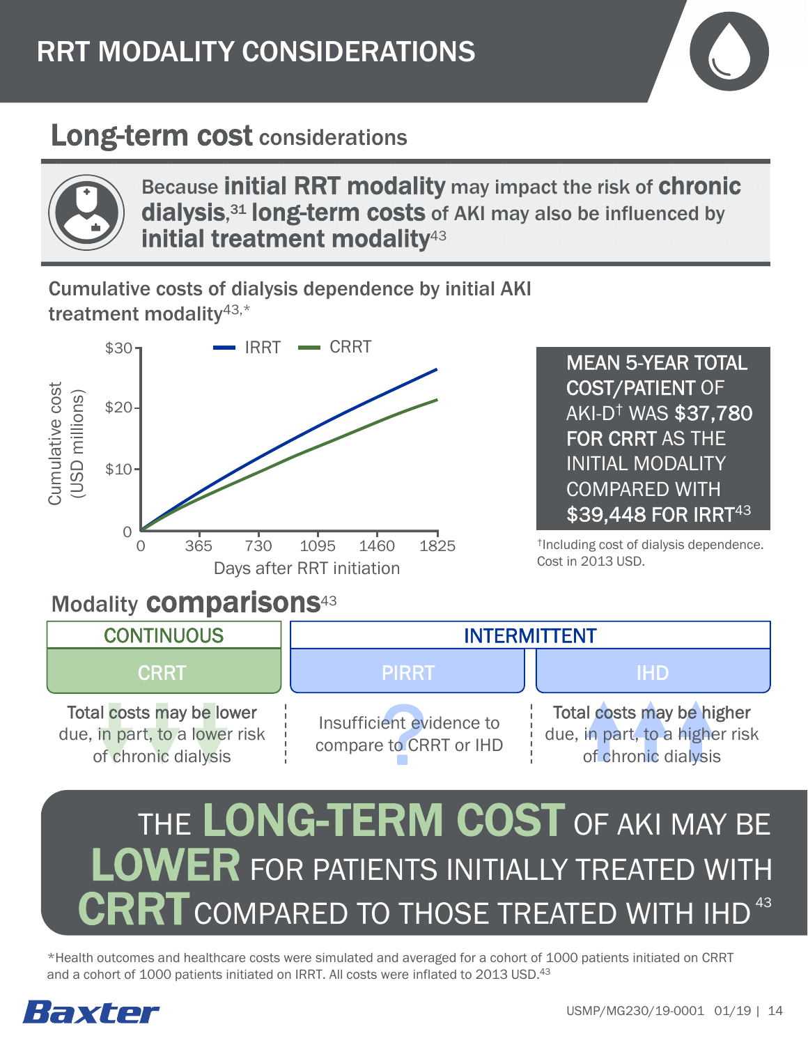# RRT MODALITY CONSIDERATIONS

## Long-term cost considerations

Because **initial RRT modality** may impact the risk of **chronic dialysis**,[31] **long-term costs** of AKI may also be influenced by **initial treatment modality**[43]

### Cumulative costs of dialysis dependence by initial AKI treatment modality[43,*]

Cumulative cost (USD millions)

$30
$20
$10
0

IRRT CRRT

0 365 730 1095 1460 1825

Days after RRT initiation

**MEAN 5-YEAR TOTAL COST/PATIENT OF AKI-D† WAS $37,780 FOR CRRT AS THE INITIAL MODALITY COMPARED WITH $39,448 FOR IRRT[43]**

†Including cost of dialysis dependence. Cost in 2013 USD.

## Modality comparisons[43]

| CONTINUOUS | INTERMITTENT | |
|---|---|---|
| CRRT | PIRRT | IHD |
| Total costs may be lower due, in part, to a lower risk of chronic dialysis | Insufficient evidence to compare to CRRT or IHD | Total costs may be higher due, in part, to a higher risk of chronic dialysis |

**THE LONG-TERM COST OF AKI MAY BE LOWER FOR PATIENTS INITIALLY TREATED WITH CRRT COMPARED TO THOSE TREATED WITH IHD[43]**

*Health outcomes and healthcare costs were simulated and averaged for a cohort of 1000 patients initiated on CRRT and a cohort of 1000 patients initiated on IRRT. All costs were inflated to 2013 USD.[43]

Baxter

USMP/MG230/19-0001 01/19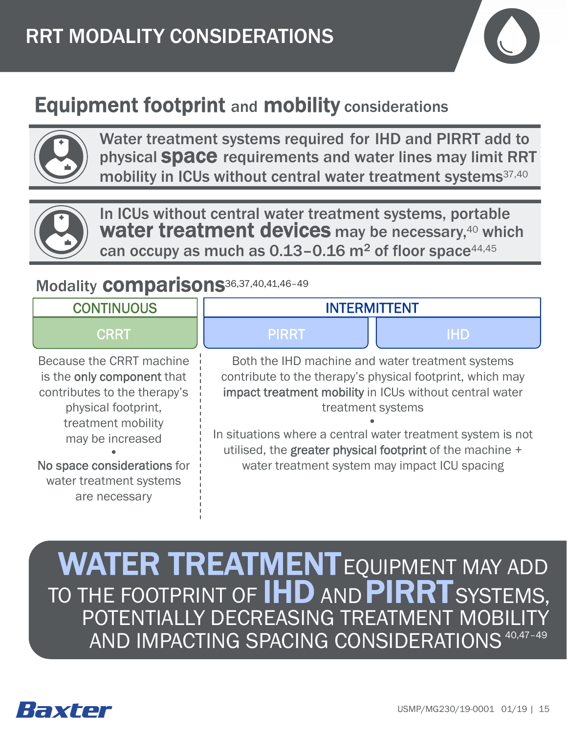# RRT MODALITY CONSIDERATIONS

## Equipment footprint and mobility considerations

**Water treatment systems required for IHD and PIRRT add to physical space requirements and water lines may limit RRT mobility in ICUs without central water treatment systems**[37,40]

**In ICUs without central water treatment systems, portable water treatment devices may be necessary,[40] which can occupy as much as 0.13–0.16 $m^2$ of floor space**[44,45]

### Modality comparisons[36,37,40,41,46–49]

| CONTINUOUS | INTERMITTENT | |
|---|---|---|
| CRRT | PIRRT | IHD |
| Because the CRRT machine is the **only component** that contributes to the therapy's physical footprint, treatment mobility may be increased • **No space considerations** for water treatment systems are necessary | Both the IHD machine and water treatment systems contribute to the therapy's physical footprint, which may **impact treatment mobility** in ICUs without central water treatment systems • In situations where a central water treatment system is not utilised, the **greater physical footprint** of the machine + water treatment system may impact ICU spacing | |

**WATER TREATMENT EQUIPMENT MAY ADD TO THE FOOTPRINT OF IHD AND PIRRT SYSTEMS, POTENTIALLY DECREASING TREATMENT MOBILITY AND IMPACTING SPACING CONSIDERATIONS**[40,47–49]

Baxter

USMP/MG230/19-0001 01/19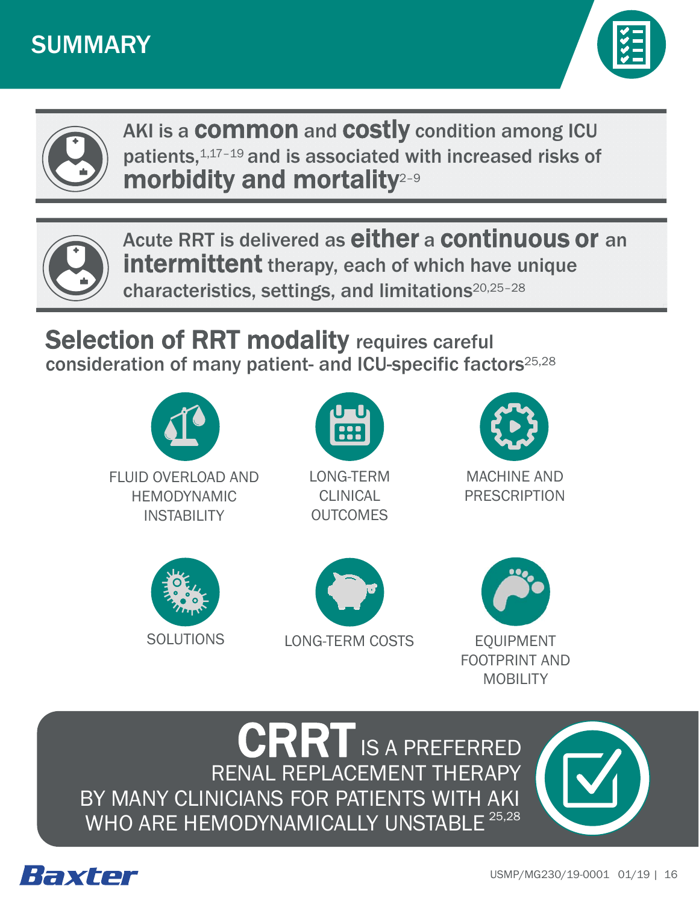# SUMMARY

AKI is a **common** and **costly** condition among ICU patients,[1,17–19] and is associated with increased risks of **morbidity and mortality**[2–9]

Acute RRT is delivered as **either** a **continuous or** an **intermittent** therapy, each of which have unique characteristics, settings, and limitations[20,25–28]

## **Selection of RRT modality** requires careful consideration of many patient- and ICU-specific factors[25,28]

- FLUID OVERLOAD AND HEMODYNAMIC INSTABILITY
- LONG-TERM CLINICAL OUTCOMES
- MACHINE AND PRESCRIPTION
- SOLUTIONS
- LONG-TERM COSTS
- EQUIPMENT FOOTPRINT AND MOBILITY

**CRRT** IS A PREFERRED RENAL REPLACEMENT THERAPY BY MANY CLINICIANS FOR PATIENTS WITH AKI WHO ARE HEMODYNAMICALLY UNSTABLE[25,28]

Baxter

USMP/MG230/19-0001 01/19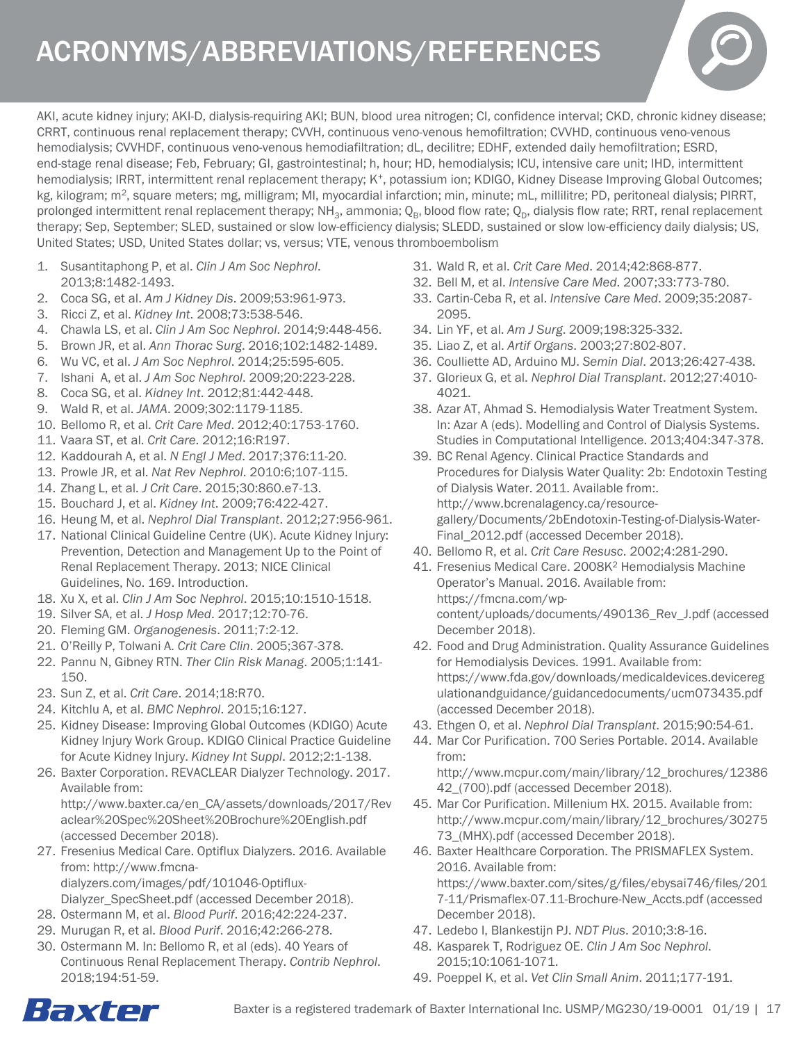# ACRONYMS/ABBREVIATIONS/REFERENCES

AKI, acute kidney injury; AKI-D, dialysis-requiring AKI; BUN, blood urea nitrogen; CI, confidence interval; CKD, chronic kidney disease; CRRT, continuous renal replacement therapy; CVVH, continuous veno-venous hemofiltration; CVVHD, continuous veno-venous hemodialysis; CVVHDF, continuous veno-venous hemodiafiltration; dL, decilitre; EDHF, extended daily hemofiltration; ESRD, end-stage renal disease; Feb, February; GI, gastrointestinal; h, hour; HD, hemodialysis; ICU, intensive care unit; IHD, intermittent hemodialysis; IRRT, intermittent renal replacement therapy; $K^+$, potassium ion; KDIGO, Kidney Disease Improving Global Outcomes; kg, kilogram; $m^2$, square meters; mg, milligram; MI, myocardial infarction; min, minute; mL, millilitre; PD, peritoneal dialysis; PIRRT, prolonged intermittent renal replacement therapy; $NH_3$, ammonia; $Q_B$, blood flow rate; $Q_D$, dialysis flow rate; RRT, renal replacement therapy; Sep, September; SLED, sustained or slow low-efficiency dialysis; SLEDD, sustained or slow low-efficiency daily dialysis; US, United States; USD, United States dollar; vs, versus; VTE, venous thromboembolism

1. Susantitaphong P, et al. *Clin J Am Soc Nephrol*. 2013;8:1482-1493.
2. Coca SG, et al. *Am J Kidney Dis*. 2009;53:961-973.
3. Ricci Z, et al. *Kidney Int*. 2008;73:538-546.
4. Chawla LS, et al. *Clin J Am Soc Nephrol*. 2014;9:448-456.
5. Brown JR, et al. *Ann Thorac Surg*. 2016;102:1482-1489.
6. Wu VC, et al. *J Am Soc Nephrol*. 2014;25:595-605.
7. Ishani A, et al. *J Am Soc Nephrol*. 2009;20:223-228.
8. Coca SG, et al. *Kidney Int*. 2012;81:442-448.
9. Wald R, et al. *JAMA*. 2009;302:1179-1185.
10. Bellomo R, et al. *Crit Care Med*. 2012;40:1753-1760.
11. Vaara ST, et al. *Crit Care*. 2012;16:R197.
12. Kaddourah A, et al. *N Engl J Med*. 2017;376:11-20.
13. Prowle JR, et al. *Nat Rev Nephrol*. 2010:6;107-115.
14. Zhang L, et al. *J Crit Care*. 2015;30:860.e7-13.
15. Bouchard J, et al. *Kidney Int*. 2009;76:422-427.
16. Heung M, et al. *Nephrol Dial Transplant*. 2012;27:956-961.
17. National Clinical Guideline Centre (UK). Acute Kidney Injury: Prevention, Detection and Management Up to the Point of Renal Replacement Therapy. 2013; NICE Clinical Guidelines, No. 169. Introduction.
18. Xu X, et al. *Clin J Am Soc Nephrol*. 2015;10:1510-1518.
19. Silver SA, et al. *J Hosp Med*. 2017;12:70-76.
20. Fleming GM. *Organogenesis*. 2011;7:2-12.
21. O'Reilly P, Tolwani A. *Crit Care Clin*. 2005;367-378.
22. Pannu N, Gibney RTN. *Ther Clin Risk Manag*. 2005;1:141-150.
23. Sun Z, et al. *Crit Care*. 2014;18:R70.
24. Kitchlu A, et al. *BMC Nephrol*. 2015;16:127.
25. Kidney Disease: Improving Global Outcomes (KDIGO) Acute Kidney Injury Work Group. KDIGO Clinical Practice Guideline for Acute Kidney Injury. *Kidney Int Suppl*. 2012;2:1-138.
26. Baxter Corporation. REVACLEAR Dialyzer Technology. 2017. Available from: http://www.baxter.ca/en_CA/assets/downloads/2017/Revaclear%20Spec%20Sheet%20Brochure%20English.pdf (accessed December 2018).
27. Fresenius Medical Care. Optiflux Dialyzers. 2016. Available from: http://www.fmcna-dialyzers.com/images/pdf/101046-Optiflux-Dialyzer_SpecSheet.pdf (accessed December 2018).
28. Ostermann M, et al. *Blood Purif*. 2016;42:224-237.
29. Murugan R, et al. *Blood Purif*. 2016;42:266-278.
30. Ostermann M. In: Bellomo R, et al (eds). 40 Years of Continuous Renal Replacement Therapy. *Contrib Nephrol*. 2018;194:51-59.
31. Wald R, et al. *Crit Care Med*. 2014;42:868-877.
32. Bell M, et al. *Intensive Care Med*. 2007;33:773-780.
33. Cartin-Ceba R, et al. *Intensive Care Med*. 2009;35:2087-2095.
34. Lin YF, et al. *Am J Surg*. 2009;198:325-332.
35. Liao Z, et al. *Artif Organs*. 2003;27:802-807.
36. Coulliette AD, Arduino MJ. *Semin Dial*. 2013;26:427-438.
37. Glorieux G, et al. *Nephrol Dial Transplant*. 2012;27:4010-4021.
38. Azar AT, Ahmad S. Hemodialysis Water Treatment System. In: Azar A (eds). Modelling and Control of Dialysis Systems. Studies in Computational Intelligence. 2013;404:347-378.
39. BC Renal Agency. Clinical Practice Standards and Procedures for Dialysis Water Quality: 2b: Endotoxin Testing of Dialysis Water. 2011. Available from:. http://www.bcrenalagency.ca/resource-gallery/Documents/2bEndotoxin-Testing-of-Dialysis-Water-Final_2012.pdf (accessed December 2018).
40. Bellomo R, et al. *Crit Care Resusc*. 2002;4:281-290.
41. Fresenius Medical Care. 2008K[2] Hemodialysis Machine Operator's Manual. 2016. Available from: https://fmcna.com/wp-content/uploads/documents/490136_Rev_J.pdf (accessed December 2018).
42. Food and Drug Administration. Quality Assurance Guidelines for Hemodialysis Devices. 1991. Available from: https://www.fda.gov/downloads/medicaldevices.deviceregulationandguidance/guidancedocuments/ucm073435.pdf (accessed December 2018).
43. Ethgen O, et al. *Nephrol Dial Transplant*. 2015;90:54-61.
44. Mar Cor Purification. 700 Series Portable. 2014. Available from: http://www.mcpur.com/main/library/12_brochures/1238642_(700).pdf (accessed December 2018).
45. Mar Cor Purification. Millenium HX. 2015. Available from: http://www.mcpur.com/main/library/12_brochures/3027573_(MHX).pdf (accessed December 2018).
46. Baxter Healthcare Corporation. The PRISMAFLEX System. 2016. Available from: https://www.baxter.com/sites/g/files/ebysai746/files/2017-11/Prismaflex-07.11-Brochure-New_Accts.pdf (accessed December 2018).
47. Ledebo I, Blankestijn PJ. *NDT Plus*. 2010;3:8-16.
48. Kasparek T, Rodriguez OE. *Clin J Am Soc Nephrol*. 2015;10:1061-1071.
49. Poeppel K, et al. *Vet Clin Small Anim*. 2011;177-191.

Baxter

Baxter is a registered trademark of Baxter International Inc. USMP/MG230/19-0001 01/19